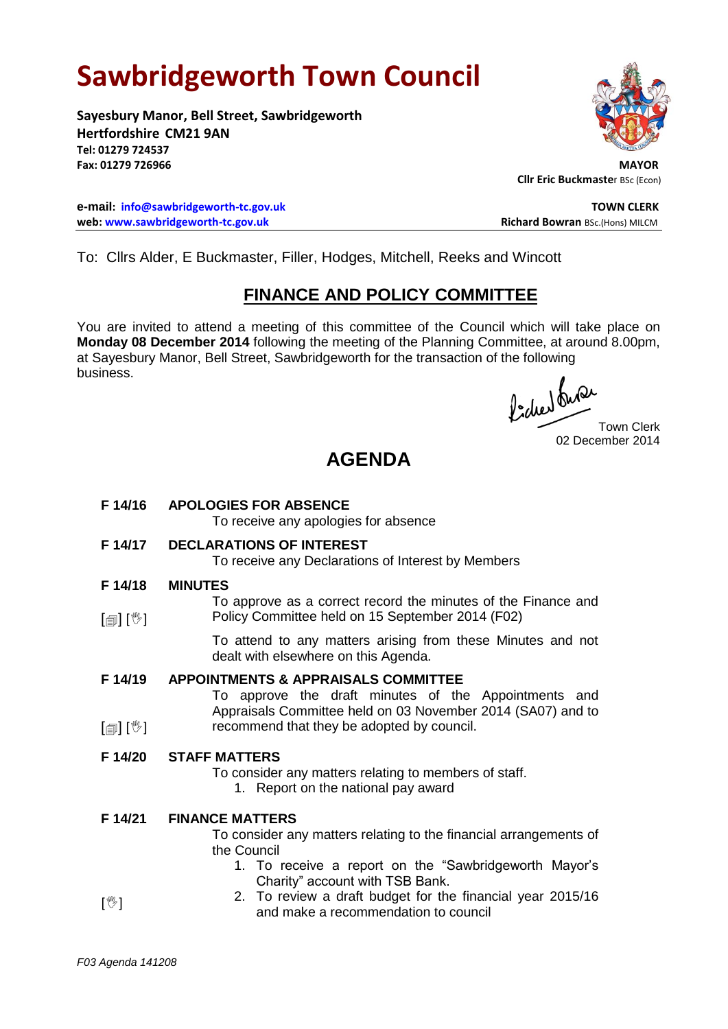# Sawbridgeworth Town Council

**Sayesbury Manor, Bell Street, Sawbridgeworth**
**Hertfordshire CM21 9AN**
**Tel: 01279 724537**
**Fax: 01279 726966**

**MAYOR**
**Cllr Eric Buckmaster** BSc (Econ)

**e-mail: info@sawbridgeworth-tc.gov.uk**
**web: www.sawbridgeworth-tc.gov.uk**

**TOWN CLERK**
**Richard Bowran** BSc.(Hons) MILCM

To: Cllrs Alder, E Buckmaster, Filler, Hodges, Mitchell, Reeks and Wincott

## FINANCE AND POLICY COMMITTEE

You are invited to attend a meeting of this committee of the Council which will take place on **Monday 08 December 2014** following the meeting of the Planning Committee, at around 8.00pm, at Sayesbury Manor, Bell Street, Sawbridgeworth for the transaction of the following business.

Town Clerk
02 December 2014

## AGENDA

**F 14/16 APOLOGIES FOR ABSENCE**

To receive any apologies for absence

**F 14/17 DECLARATIONS OF INTEREST**

To receive any Declarations of Interest by Members

**F 14/18 MINUTES**

[🗐] [✋] To approve as a correct record the minutes of the Finance and Policy Committee held on 15 September 2014 (F02)

To attend to any matters arising from these Minutes and not dealt with elsewhere on this Agenda.

**F 14/19 APPOINTMENTS & APPRAISALS COMMITTEE**

[🗐] [✋] To approve the draft minutes of the Appointments and Appraisals Committee held on 03 November 2014 (SA07) and to recommend that they be adopted by council.

**F 14/20 STAFF MATTERS**

To consider any matters relating to members of staff.

1. Report on the national pay award

**F 14/21 FINANCE MATTERS**

To consider any matters relating to the financial arrangements of the Council

1. To receive a report on the "Sawbridgeworth Mayor's Charity" account with TSB Bank.
2. [✋] To review a draft budget for the financial year 2015/16 and make a recommendation to council

*F03 Agenda 141208*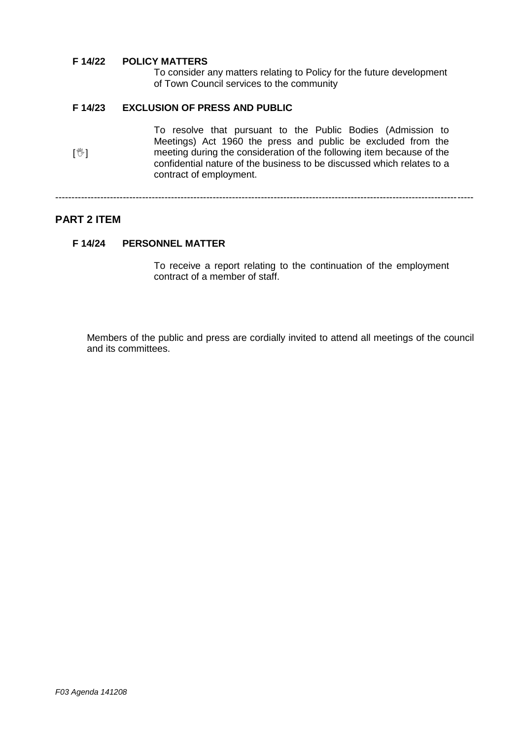**F 14/22 POLICY MATTERS**

To consider any matters relating to Policy for the future development of Town Council services to the community

**F 14/23 EXCLUSION OF PRESS AND PUBLIC**

[✋] To resolve that pursuant to the Public Bodies (Admission to Meetings) Act 1960 the press and public be excluded from the meeting during the consideration of the following item because of the confidential nature of the business to be discussed which relates to a contract of employment.

---

## PART 2 ITEM

**F 14/24 PERSONNEL MATTER**

To receive a report relating to the continuation of the employment contract of a member of staff.

Members of the public and press are cordially invited to attend all meetings of the council and its committees.

*F03 Agenda 141208*